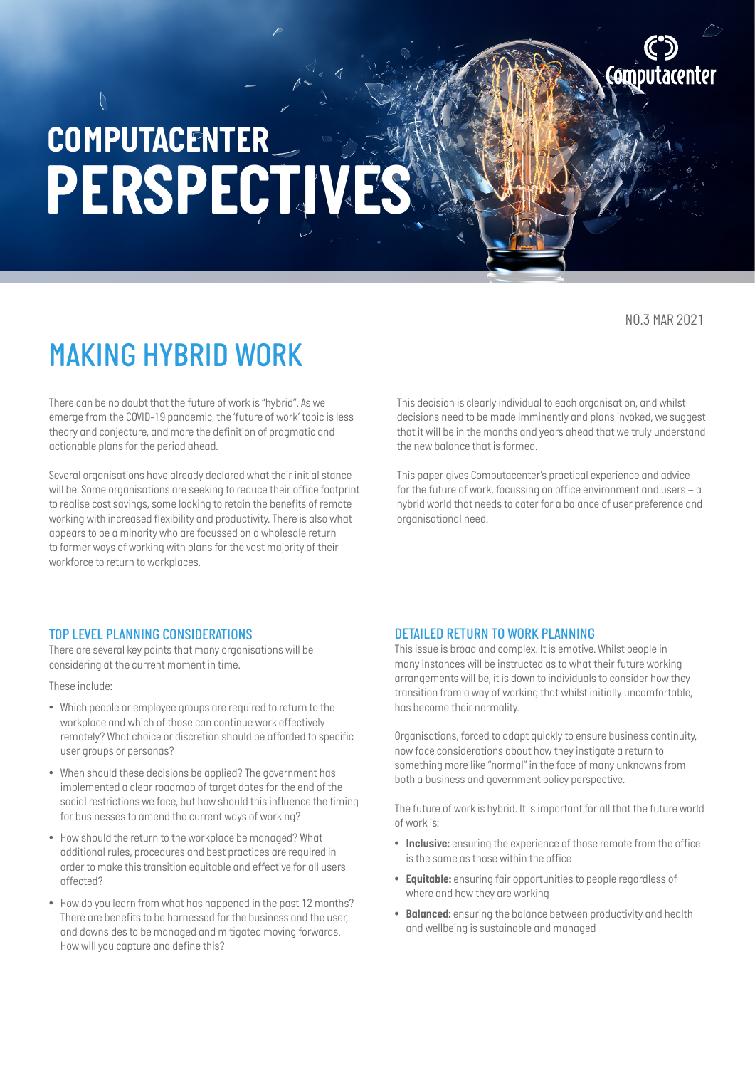# COMPUTACENTER PERSPECTIVES

NO.3 MAR 2021

## MAKING HYBRID WORK

There can be no doubt that the future of work is "hybrid". As we emerge from the COVID-19 pandemic, the 'future of work' topic is less theory and conjecture, and more the definition of pragmatic and actionable plans for the period ahead.

Several organisations have already declared what their initial stance will be. Some organisations are seeking to reduce their office footprint to realise cost savings, some looking to retain the benefits of remote working with increased flexibility and productivity. There is also what appears to be a minority who are focussed on a wholesale return to former ways of working with plans for the vast majority of their workforce to return to workplaces.

This decision is clearly individual to each organisation, and whilst decisions need to be made imminently and plans invoked, we suggest that it will be in the months and years ahead that we truly understand the new balance that is formed.

This paper gives Computacenter's practical experience and advice for the future of work, focussing on office environment and users – a hybrid world that needs to cater for a balance of user preference and organisational need.

### TOP LEVEL PLANNING CONSIDERATIONS

There are several key points that many organisations will be considering at the current moment in time.

These include:

- Which people or employee groups are required to return to the workplace and which of those can continue work effectively remotely? What choice or discretion should be afforded to specific user groups or personas?
- When should these decisions be applied? The government has implemented a clear roadmap of target dates for the end of the social restrictions we face, but how should this influence the timing for businesses to amend the current ways of working?
- How should the return to the workplace be managed? What additional rules, procedures and best practices are required in order to make this transition equitable and effective for all users affected?
- How do you learn from what has happened in the past 12 months? There are benefits to be harnessed for the business and the user, and downsides to be managed and mitigated moving forwards. How will you capture and define this?

### DETAILED RETURN TO WORK PLANNING

This issue is broad and complex. It is emotive. Whilst people in many instances will be instructed as to what their future working arrangements will be, it is down to individuals to consider how they transition from a way of working that whilst initially uncomfortable, has become their normality.

Organisations, forced to adapt quickly to ensure business continuity, now face considerations about how they instigate a return to something more like "normal" in the face of many unknowns from both a business and government policy perspective.

The future of work is hybrid. It is important for all that the future world of work is:

- **Inclusive:** ensuring the experience of those remote from the office is the same as those within the office
- **Equitable:** ensuring fair opportunities to people regardless of where and how they are working
- **Balanced:** ensuring the balance between productivity and health and wellbeing is sustainable and managed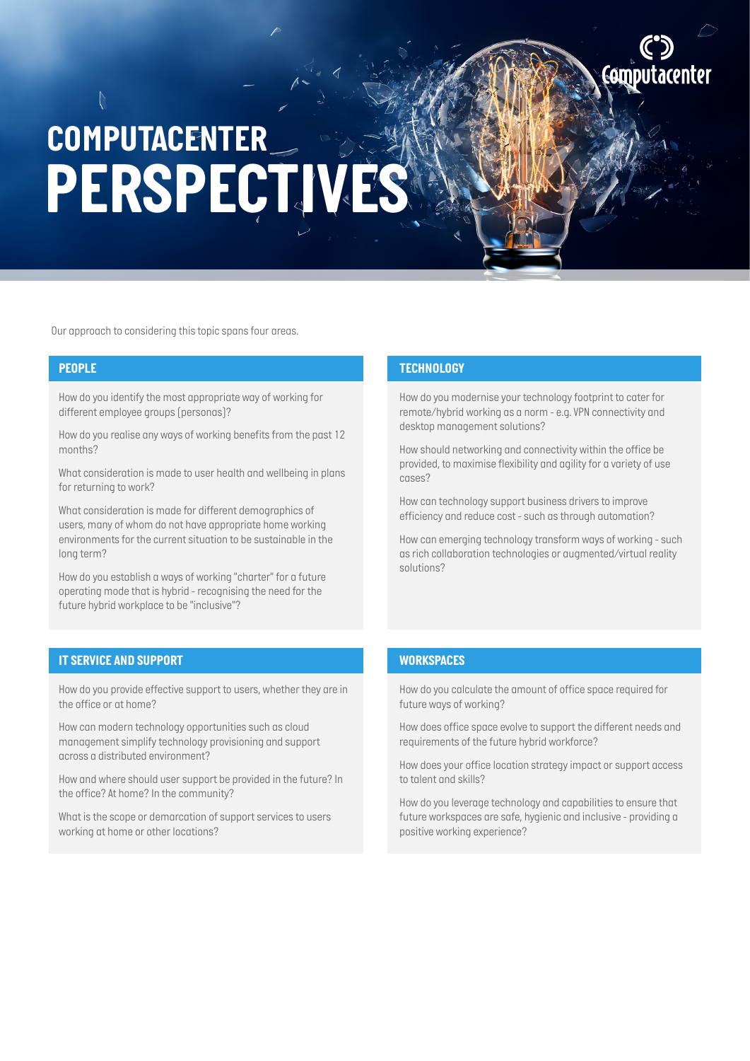# COMPUTACENTER PERSPECTIVES

Our approach to considering this topic spans four areas.

## PEOPLE

How do you identify the most appropriate way of working for different employee groups (personas)?

How do you realise any ways of working benefits from the past 12 months?

What consideration is made to user health and wellbeing in plans for returning to work?

What consideration is made for different demographics of users, many of whom do not have appropriate home working environments for the current situation to be sustainable in the long term?

How do you establish a ways of working "charter" for a future operating mode that is hybrid - recognising the need for the future hybrid workplace to be "inclusive"?

## TECHNOLOGY

How do you modernise your technology footprint to cater for remote/hybrid working as a norm - e.g. VPN connectivity and desktop management solutions?

How should networking and connectivity within the office be provided, to maximise flexibility and agility for a variety of use cases?

How can technology support business drivers to improve efficiency and reduce cost - such as through automation?

How can emerging technology transform ways of working - such as rich collaboration technologies or augmented/virtual reality solutions?

## IT SERVICE AND SUPPORT

How do you provide effective support to users, whether they are in the office or at home?

How can modern technology opportunities such as cloud management simplify technology provisioning and support across a distributed environment?

How and where should user support be provided in the future? In the office? At home? In the community?

What is the scope or demarcation of support services to users working at home or other locations?

## WORKSPACES

How do you calculate the amount of office space required for future ways of working?

How does office space evolve to support the different needs and requirements of the future hybrid workforce?

How does your office location strategy impact or support access to talent and skills?

How do you leverage technology and capabilities to ensure that future workspaces are safe, hygienic and inclusive - providing a positive working experience?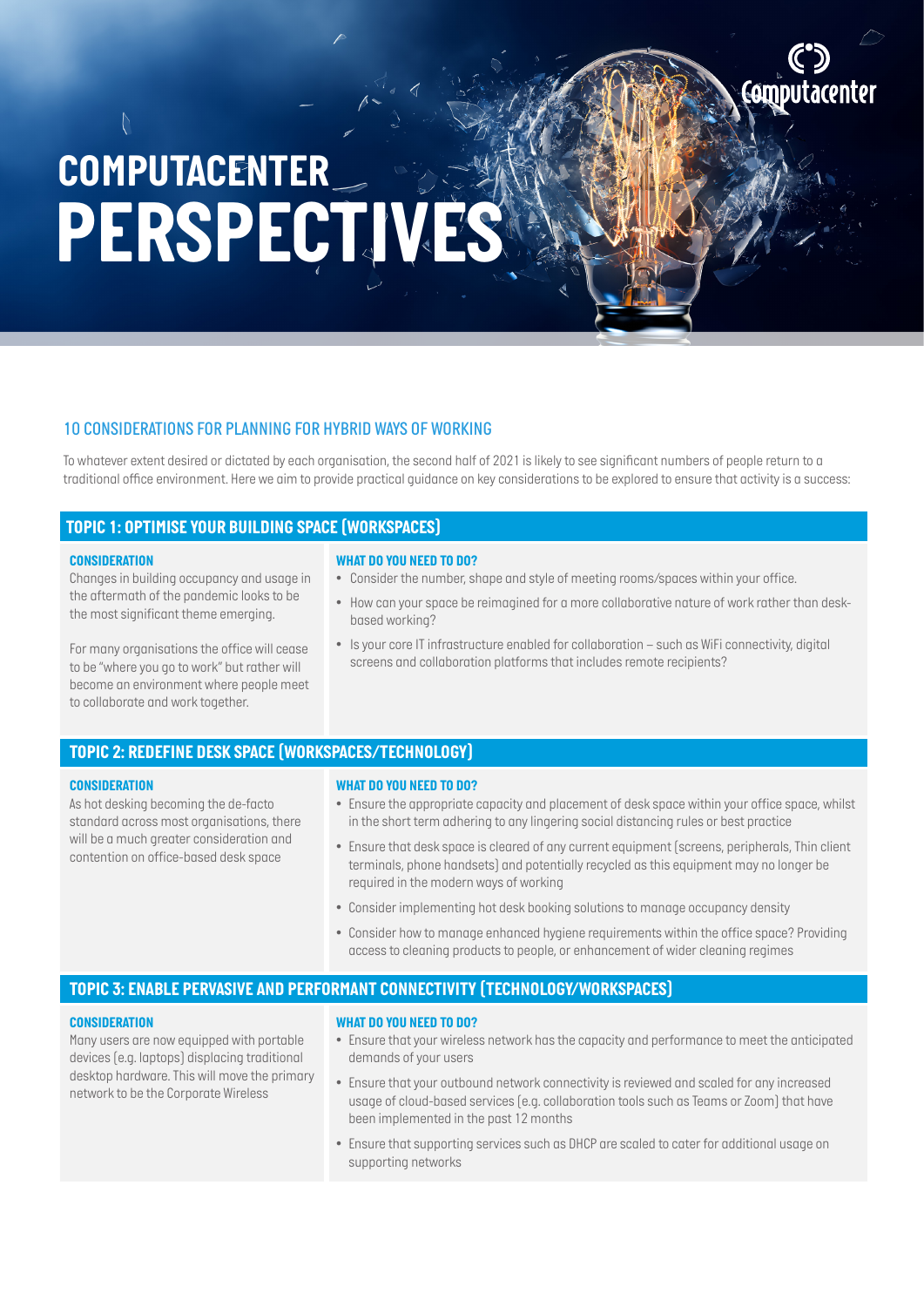# COMPUTACENTER PERSPECTIVES

## 10 CONSIDERATIONS FOR PLANNING FOR HYBRID WAYS OF WORKING

To whatever extent desired or dictated by each organisation, the second half of 2021 is likely to see significant numbers of people return to a traditional office environment. Here we aim to provide practical guidance on key considerations to be explored to ensure that activity is a success:

### TOPIC 1: OPTIMISE YOUR BUILDING SPACE (WORKSPACES)

**CONSIDERATION**

Changes in building occupancy and usage in the aftermath of the pandemic looks to be the most significant theme emerging.

For many organisations the office will cease to be "where you go to work" but rather will become an environment where people meet to collaborate and work together.

**WHAT DO YOU NEED TO DO?**

- Consider the number, shape and style of meeting rooms/spaces within your office.
- How can your space be reimagined for a more collaborative nature of work rather than desk-based working?
- Is your core IT infrastructure enabled for collaboration – such as WiFi connectivity, digital screens and collaboration platforms that includes remote recipients?

### TOPIC 2: REDEFINE DESK SPACE (WORKSPACES/TECHNOLOGY)

**CONSIDERATION**

As hot desking becoming the de-facto standard across most organisations, there will be a much greater consideration and contention on office-based desk space

**WHAT DO YOU NEED TO DO?**

- Ensure the appropriate capacity and placement of desk space within your office space, whilst in the short term adhering to any lingering social distancing rules or best practice
- Ensure that desk space is cleared of any current equipment (screens, peripherals, Thin client terminals, phone handsets) and potentially recycled as this equipment may no longer be required in the modern ways of working
- Consider implementing hot desk booking solutions to manage occupancy density
- Consider how to manage enhanced hygiene requirements within the office space? Providing access to cleaning products to people, or enhancement of wider cleaning regimes

### TOPIC 3: ENABLE PERVASIVE AND PERFORMANT CONNECTIVITY (TECHNOLOGY/WORKSPACES)

**CONSIDERATION**

Many users are now equipped with portable devices (e.g. laptops) displacing traditional desktop hardware. This will move the primary network to be the Corporate Wireless

**WHAT DO YOU NEED TO DO?**

- Ensure that your wireless network has the capacity and performance to meet the anticipated demands of your users
- Ensure that your outbound network connectivity is reviewed and scaled for any increased usage of cloud-based services (e.g. collaboration tools such as Teams or Zoom) that have been implemented in the past 12 months
- Ensure that supporting services such as DHCP are scaled to cater for additional usage on supporting networks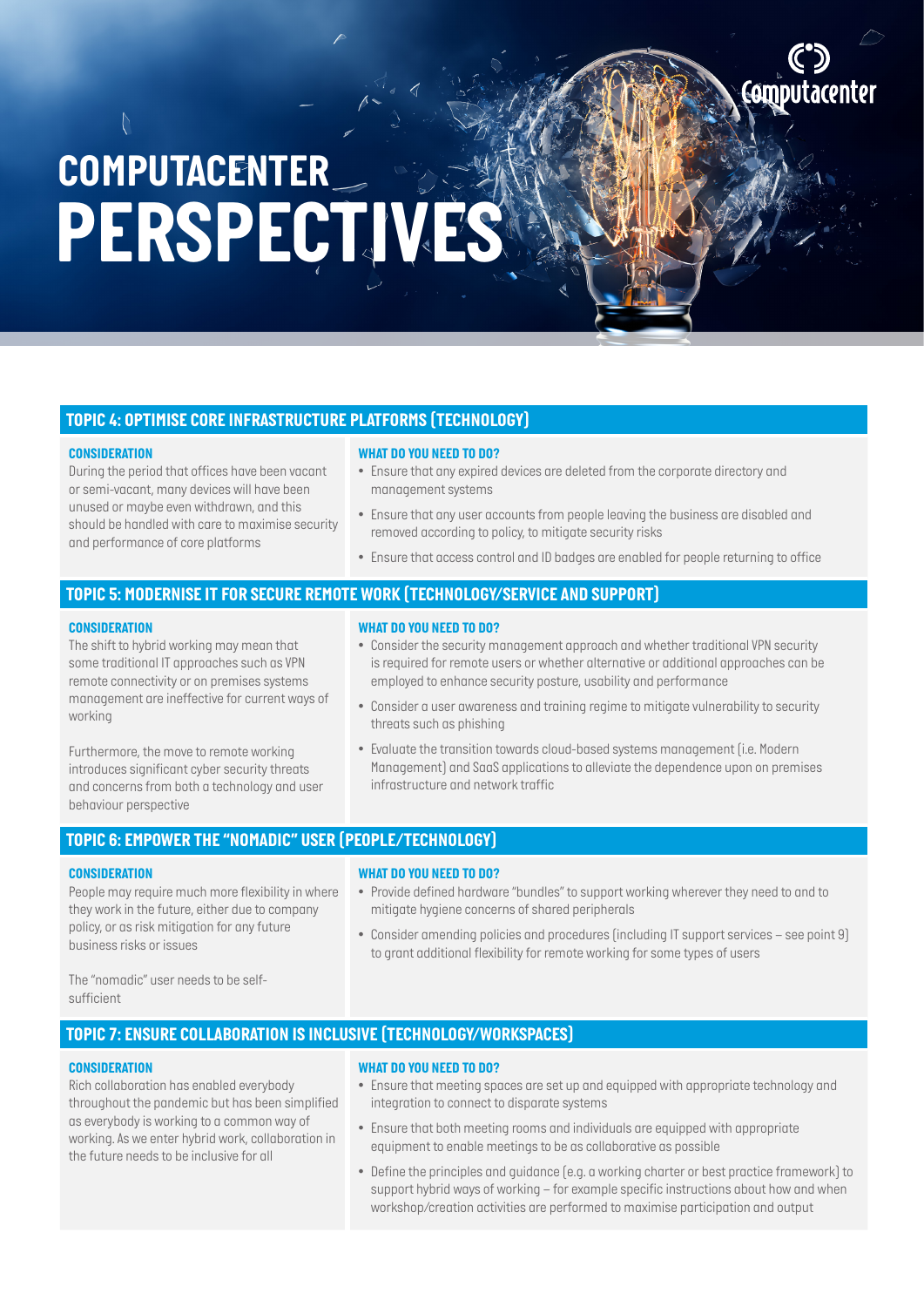# COMPUTACENTER PERSPECTIVES

## TOPIC 4: OPTIMISE CORE INFRASTRUCTURE PLATFORMS (TECHNOLOGY)

**CONSIDERATION**

During the period that offices have been vacant or semi-vacant, many devices will have been unused or maybe even withdrawn, and this should be handled with care to maximise security and performance of core platforms

**WHAT DO YOU NEED TO DO?**

- Ensure that any expired devices are deleted from the corporate directory and management systems
- Ensure that any user accounts from people leaving the business are disabled and removed according to policy, to mitigate security risks
- Ensure that access control and ID badges are enabled for people returning to office

## TOPIC 5: MODERNISE IT FOR SECURE REMOTE WORK (TECHNOLOGY/SERVICE AND SUPPORT)

**CONSIDERATION**

The shift to hybrid working may mean that some traditional IT approaches such as VPN remote connectivity or on premises systems management are ineffective for current ways of working

Furthermore, the move to remote working introduces significant cyber security threats and concerns from both a technology and user behaviour perspective

**WHAT DO YOU NEED TO DO?**

- Consider the security management approach and whether traditional VPN security is required for remote users or whether alternative or additional approaches can be employed to enhance security posture, usability and performance
- Consider a user awareness and training regime to mitigate vulnerability to security threats such as phishing
- Evaluate the transition towards cloud-based systems management (i.e. Modern Management) and SaaS applications to alleviate the dependence upon on premises infrastructure and network traffic

## TOPIC 6: EMPOWER THE "NOMADIC" USER (PEOPLE/TECHNOLOGY)

**CONSIDERATION**

People may require much more flexibility in where they work in the future, either due to company policy, or as risk mitigation for any future business risks or issues

The "nomadic" user needs to be self-sufficient

**WHAT DO YOU NEED TO DO?**

- Provide defined hardware "bundles" to support working wherever they need to and to mitigate hygiene concerns of shared peripherals
- Consider amending policies and procedures (including IT support services – see point 9) to grant additional flexibility for remote working for some types of users

## TOPIC 7: ENSURE COLLABORATION IS INCLUSIVE (TECHNOLOGY/WORKSPACES)

**CONSIDERATION**

Rich collaboration has enabled everybody throughout the pandemic but has been simplified as everybody is working to a common way of working. As we enter hybrid work, collaboration in the future needs to be inclusive for all

**WHAT DO YOU NEED TO DO?**

- Ensure that meeting spaces are set up and equipped with appropriate technology and integration to connect to disparate systems
- Ensure that both meeting rooms and individuals are equipped with appropriate equipment to enable meetings to be as collaborative as possible
- Define the principles and guidance (e.g. a working charter or best practice framework) to support hybrid ways of working – for example specific instructions about how and when workshop/creation activities are performed to maximise participation and output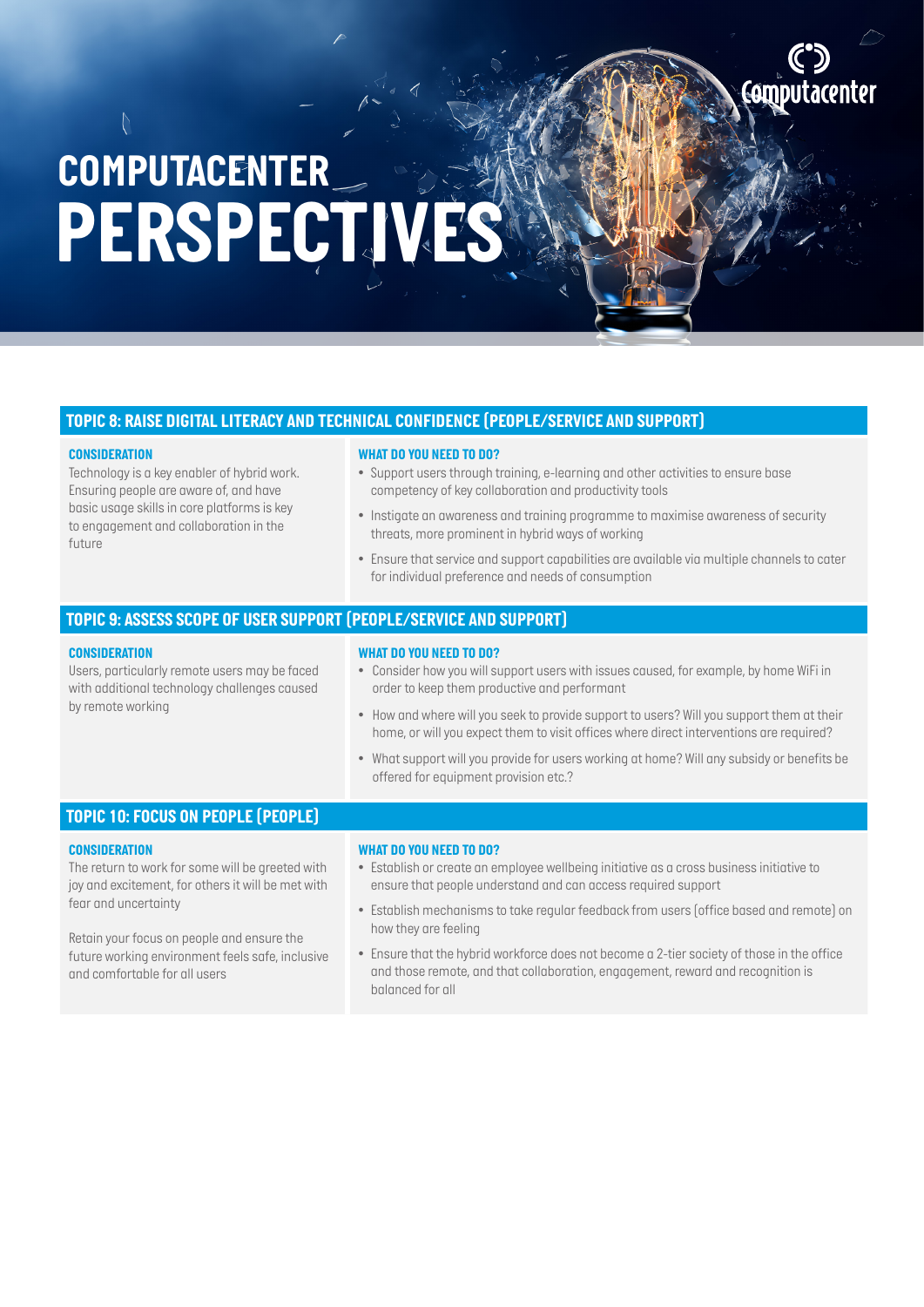# COMPUTACENTER PERSPECTIVES

## TOPIC 8: RAISE DIGITAL LITERACY AND TECHNICAL CONFIDENCE (PEOPLE/SERVICE AND SUPPORT)

**CONSIDERATION**

Technology is a key enabler of hybrid work. Ensuring people are aware of, and have basic usage skills in core platforms is key to engagement and collaboration in the future

**WHAT DO YOU NEED TO DO?**

- Support users through training, e-learning and other activities to ensure base competency of key collaboration and productivity tools
- Instigate an awareness and training programme to maximise awareness of security threats, more prominent in hybrid ways of working
- Ensure that service and support capabilities are available via multiple channels to cater for individual preference and needs of consumption

## TOPIC 9: ASSESS SCOPE OF USER SUPPORT (PEOPLE/SERVICE AND SUPPORT)

**CONSIDERATION**

Users, particularly remote users may be faced with additional technology challenges caused by remote working

**WHAT DO YOU NEED TO DO?**

- Consider how you will support users with issues caused, for example, by home WiFi in order to keep them productive and performant
- How and where will you seek to provide support to users? Will you support them at their home, or will you expect them to visit offices where direct interventions are required?
- What support will you provide for users working at home? Will any subsidy or benefits be offered for equipment provision etc.?

## TOPIC 10: FOCUS ON PEOPLE (PEOPLE)

**CONSIDERATION**

The return to work for some will be greeted with joy and excitement, for others it will be met with fear and uncertainty

Retain your focus on people and ensure the future working environment feels safe, inclusive and comfortable for all users

**WHAT DO YOU NEED TO DO?**

- Establish or create an employee wellbeing initiative as a cross business initiative to ensure that people understand and can access required support
- Establish mechanisms to take regular feedback from users (office based and remote) on how they are feeling
- Ensure that the hybrid workforce does not become a 2-tier society of those in the office and those remote, and that collaboration, engagement, reward and recognition is balanced for all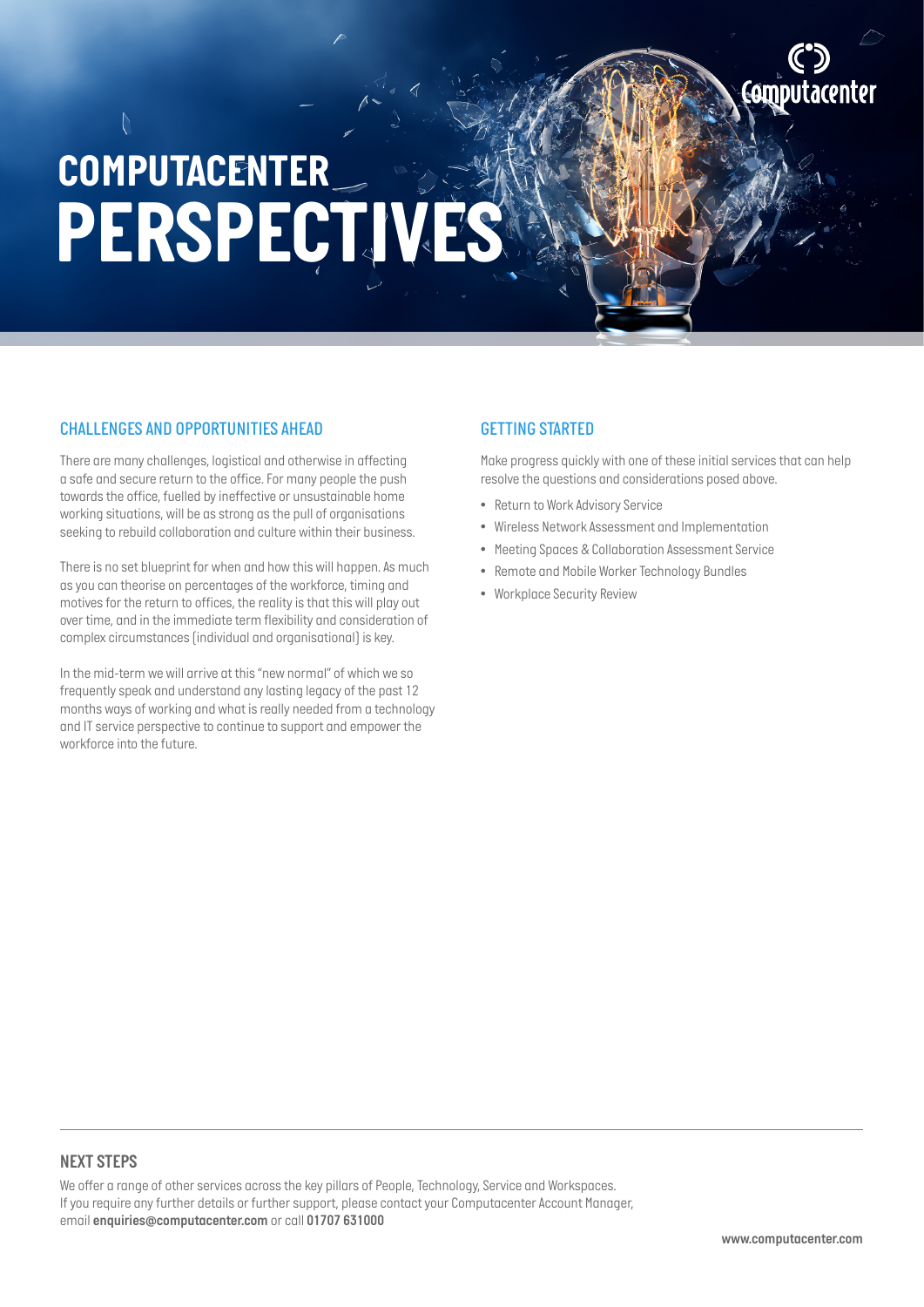Computacenter

# COMPUTACENTER PERSPECTIVES

## CHALLENGES AND OPPORTUNITIES AHEAD

There are many challenges, logistical and otherwise in affecting a safe and secure return to the office. For many people the push towards the office, fuelled by ineffective or unsustainable home working situations, will be as strong as the pull of organisations seeking to rebuild collaboration and culture within their business.

There is no set blueprint for when and how this will happen. As much as you can theorise on percentages of the workforce, timing and motives for the return to offices, the reality is that this will play out over time, and in the immediate term flexibility and consideration of complex circumstances (individual and organisational) is key.

In the mid-term we will arrive at this "new normal" of which we so frequently speak and understand any lasting legacy of the past 12 months ways of working and what is really needed from a technology and IT service perspective to continue to support and empower the workforce into the future.

## GETTING STARTED

Make progress quickly with one of these initial services that can help resolve the questions and considerations posed above.

- Return to Work Advisory Service
- Wireless Network Assessment and Implementation
- Meeting Spaces & Collaboration Assessment Service
- Remote and Mobile Worker Technology Bundles
- Workplace Security Review

## NEXT STEPS

We offer a range of other services across the key pillars of People, Technology, Service and Workspaces. If you require any further details or further support, please contact your Computacenter Account Manager, email **enquiries@computacenter.com** or call **01707 631000**

**www.computacenter.com**